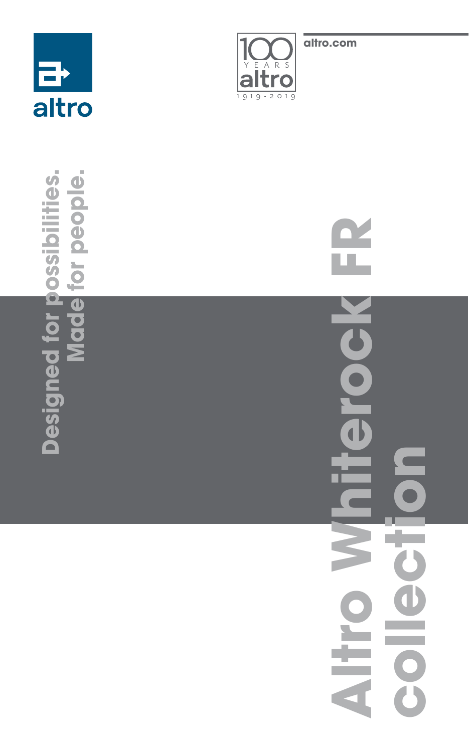altro

100 YEARS altro 1919-2019

altro.com

# Altro Whiterock FR collection

Designed for possibilities.
Made for people.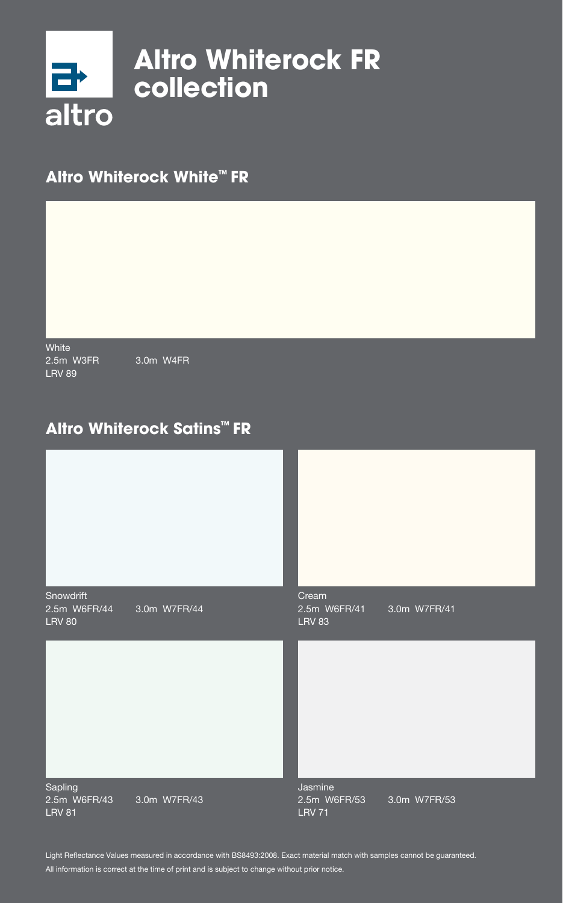# Altro Whiterock FR collection

## Altro Whiterock White™ FR

White
2.5m W3FR 3.0m W4FR
LRV 89

## Altro Whiterock Satins™ FR

Snowdrift
2.5m W6FR/44 3.0m W7FR/44
LRV 80

Cream
2.5m W6FR/41 3.0m W7FR/41
LRV 83

Sapling
2.5m W6FR/43 3.0m W7FR/43
LRV 81

Jasmine
2.5m W6FR/53 3.0m W7FR/53
LRV 71

Light Reflectance Values measured in accordance with BS8493:2008. Exact material match with samples cannot be guaranteed.
All information is correct at the time of print and is subject to change without prior notice.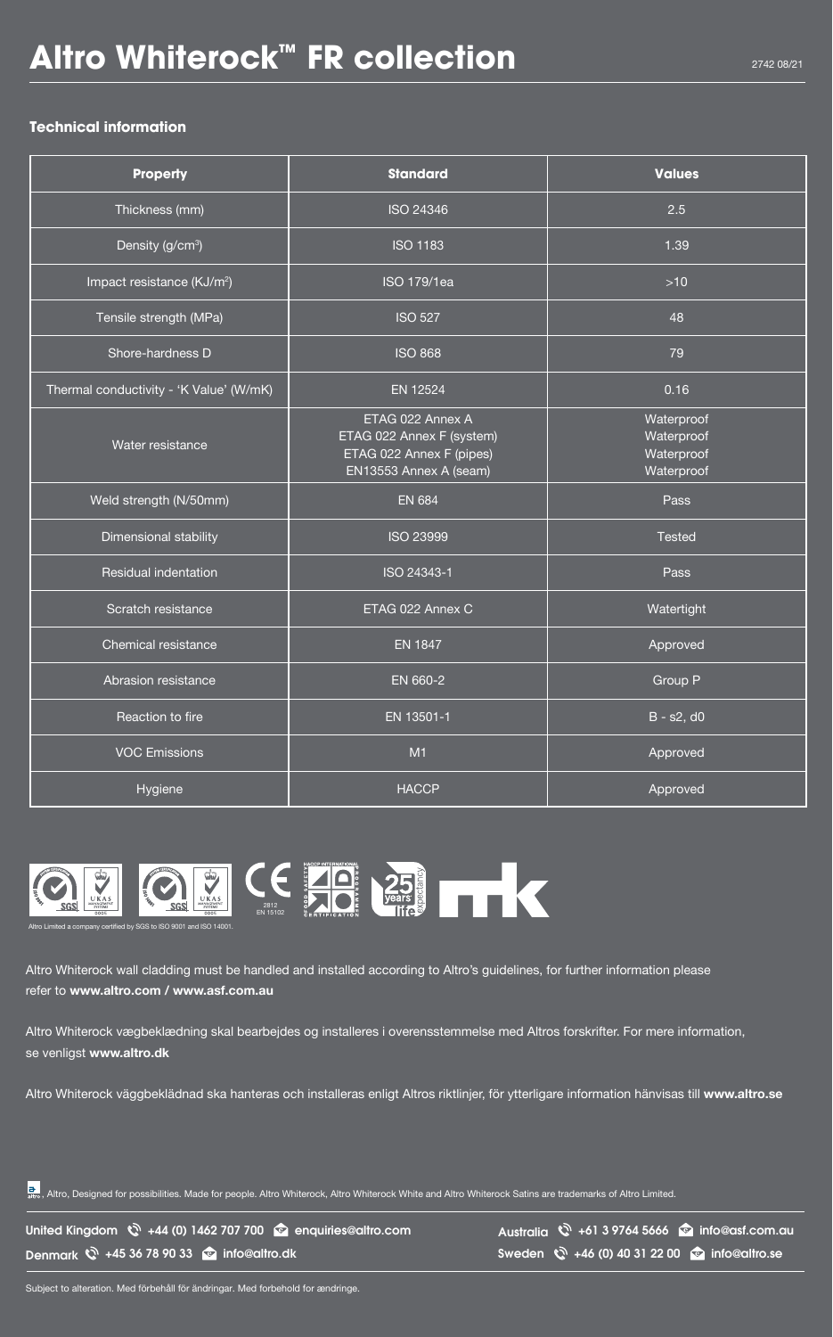# Altro Whiterock™ FR collection

2742 08/21

### Technical information

| Property | Standard | Values |
|---|---|---|
| Thickness (mm) | ISO 24346 | 2.5 |
| Density (g/cm³) | ISO 1183 | 1.39 |
| Impact resistance (KJ/m²) | ISO 179/1ea | >10 |
| Tensile strength (MPa) | ISO 527 | 48 |
| Shore-hardness D | ISO 868 | 79 |
| Thermal conductivity - 'K Value' (W/mK) | EN 12524 | 0.16 |
| Water resistance | ETAG 022 Annex A<br>ETAG 022 Annex F (system)<br>ETAG 022 Annex F (pipes)<br>EN13553 Annex A (seam) | Waterproof<br>Waterproof<br>Waterproof<br>Waterproof |
| Weld strength (N/50mm) | EN 684 | Pass |
| Dimensional stability | ISO 23999 | Tested |
| Residual indentation | ISO 24343-1 | Pass |
| Scratch resistance | ETAG 022 Annex C | Watertight |
| Chemical resistance | EN 1847 | Approved |
| Abrasion resistance | EN 660-2 | Group P |
| Reaction to fire | EN 13501-1 | B - s2, d0 |
| VOC Emissions | M1 | Approved |
| Hygiene | HACCP | Approved |

2812
EN 15102

Altro Limited a company certified by SGS to ISO 9001 and ISO 14001.

Altro Whiterock wall cladding must be handled and installed according to Altro's guidelines, for further information please refer to **www.altro.com / www.asf.com.au**

Altro Whiterock vægbeklædning skal bearbejdes og installeres i overensstemmelse med Altros forskrifter. For mere information, se venligst **www.altro.dk**

Altro Whiterock väggbeklädnad ska hanteras och installeras enligt Altros riktlinjer, för ytterligare information hänvisas till **www.altro.se**

Altro, Designed for possibilities. Made for people. Altro Whiterock, Altro Whiterock White and Altro Whiterock Satins are trademarks of Altro Limited.

United Kingdom +44 (0) 1462 707 700 enquiries@altro.com
Denmark +45 36 78 90 33 info@altro.dk
Australia +61 3 9764 5666 info@asf.com.au
Sweden +46 (0) 40 31 22 00 info@altro.se

Subject to alteration. Med förbehåll för ändringar. Med forbehold for ændringe.